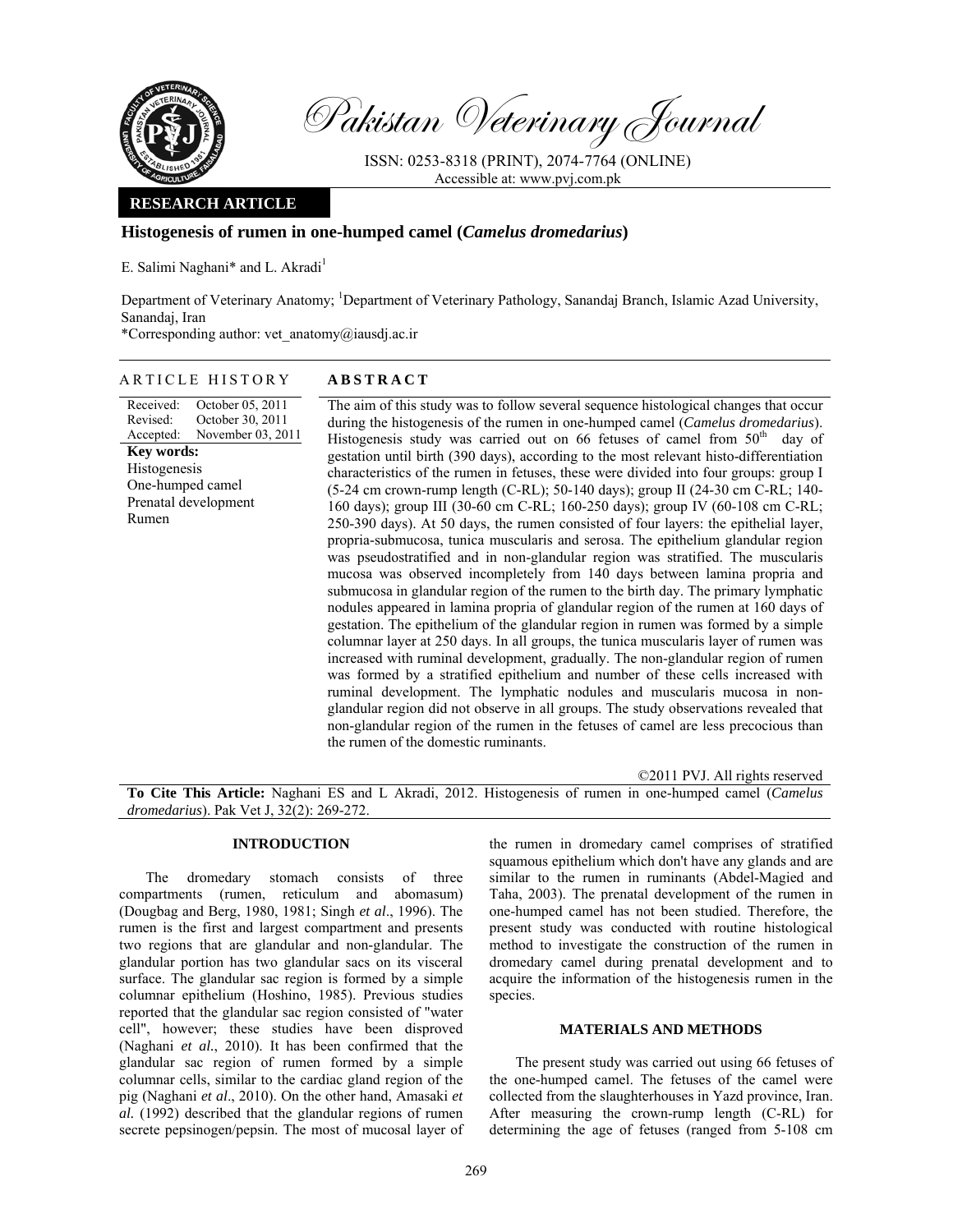Pakistan Veterinary Journal

ISSN: 0253-8318 (PRINT), 2074-7764 (ONLINE)
Accessible at: www.pvj.com.pk

**RESEARCH ARTICLE**

# Histogenesis of rumen in one-humped camel (*Camelus dromedarius*)

E. Salimi Naghani* and L. Akradi[1]

Department of Veterinary Anatomy; [1]Department of Veterinary Pathology, Sanandaj Branch, Islamic Azad University, Sanandaj, Iran

*Corresponding author: vet_anatomy@iausdj.ac.ir

## ARTICLE HISTORY

Received: October 05, 2011
Revised: October 30, 2011
Accepted: November 03, 2011

**Key words:**
Histogenesis
One-humped camel
Prenatal development
Rumen

## ABSTRACT

The aim of this study was to follow several sequence histological changes that occur during the histogenesis of the rumen in one-humped camel (*Camelus dromedarius*). Histogenesis study was carried out on 66 fetuses of camel from 50th day of gestation until birth (390 days), according to the most relevant histo-differentiation characteristics of the rumen in fetuses, these were divided into four groups: group I (5-24 cm crown-rump length (C-RL); 50-140 days); group II (24-30 cm C-RL; 140-160 days); group III (30-60 cm C-RL; 160-250 days); group IV (60-108 cm C-RL; 250-390 days). At 50 days, the rumen consisted of four layers: the epithelial layer, propria-submucosa, tunica muscularis and serosa. The epithelium glandular region was pseudostratified and in non-glandular region was stratified. The muscularis mucosa was observed incompletely from 140 days between lamina propria and submucosa in glandular region of the rumen to the birth day. The primary lymphatic nodules appeared in lamina propria of glandular region of the rumen at 160 days of gestation. The epithelium of the glandular region in rumen was formed by a simple columnar layer at 250 days. In all groups, the tunica muscularis layer of rumen was increased with ruminal development, gradually. The non-glandular region of rumen was formed by a stratified epithelium and number of these cells increased with ruminal development. The lymphatic nodules and muscularis mucosa in non-glandular region did not observe in all groups. The study observations revealed that non-glandular region of the rumen in the fetuses of camel are less precocious than the rumen of the domestic ruminants.

©2011 PVJ. All rights reserved

**To Cite This Article:** Naghani ES and L Akradi, 2012. Histogenesis of rumen in one-humped camel (*Camelus dromedarius*). Pak Vet J, 32(2): 269-272.

## INTRODUCTION

The dromedary stomach consists of three compartments (rumen, reticulum and abomasum) (Dougbag and Berg, 1980, 1981; Singh *et al*., 1996). The rumen is the first and largest compartment and presents two regions that are glandular and non-glandular. The glandular portion has two glandular sacs on its visceral surface. The glandular sac region is formed by a simple columnar epithelium (Hoshino, 1985). Previous studies reported that the glandular sac region consisted of "water cell", however; these studies have been disproved (Naghani *et al.*, 2010). It has been confirmed that the glandular sac region of rumen formed by a simple columnar cells, similar to the cardiac gland region of the pig (Naghani *et al*., 2010). On the other hand, Amasaki *et al.* (1992) described that the glandular regions of rumen secrete pepsinogen/pepsin. The most of mucosal layer of the rumen in dromedary camel comprises of stratified squamous epithelium which don't have any glands and are similar to the rumen in ruminants (Abdel-Magied and Taha, 2003). The prenatal development of the rumen in one-humped camel has not been studied. Therefore, the present study was conducted with routine histological method to investigate the construction of the rumen in dromedary camel during prenatal development and to acquire the information of the histogenesis rumen in the species.

## MATERIALS AND METHODS

The present study was carried out using 66 fetuses of the one-humped camel. The fetuses of the camel were collected from the slaughterhouses in Yazd province, Iran. After measuring the crown-rump length (C-RL) for determining the age of fetuses (ranged from 5-108 cm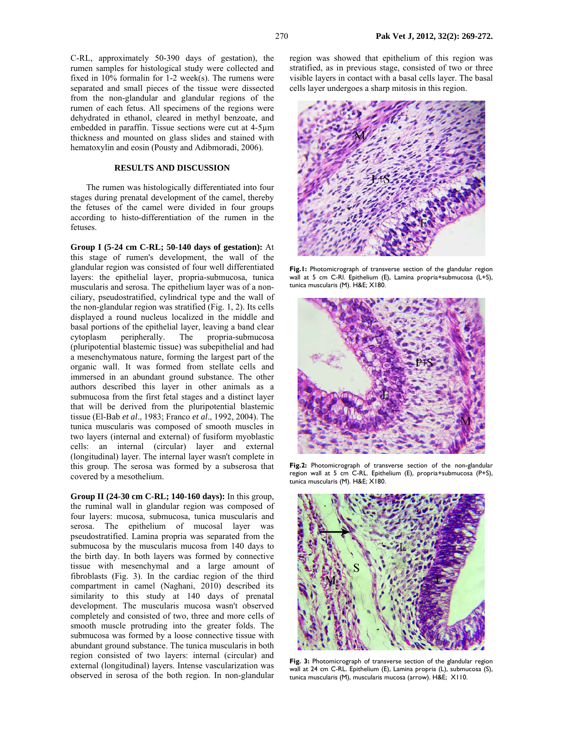C-RL, approximately 50-390 days of gestation), the rumen samples for histological study were collected and fixed in 10% formalin for 1-2 week(s). The rumens were separated and small pieces of the tissue were dissected from the non-glandular and glandular regions of the rumen of each fetus. All specimens of the regions were dehydrated in ethanol, cleared in methyl benzoate, and embedded in paraffin. Tissue sections were cut at 4-5μm thickness and mounted on glass slides and stained with hematoxylin and eosin (Pousty and Adibmoradi, 2006).

## RESULTS AND DISCUSSION

The rumen was histologically differentiated into four stages during prenatal development of the camel, thereby the fetuses of the camel were divided in four groups according to histo-differentiation of the rumen in the fetuses.

**Group I (5-24 cm C-RL; 50-140 days of gestation):** At this stage of rumen's development, the wall of the glandular region was consisted of four well differentiated layers: the epithelial layer, propria-submucosa, tunica muscularis and serosa. The epithelium layer was of a non-ciliary, pseudostratified, cylindrical type and the wall of the non-glandular region was stratified (Fig. 1, 2). Its cells displayed a round nucleus localized in the middle and basal portions of the epithelial layer, leaving a band clear cytoplasm peripherally. The propria-submucosa (pluripotential blastemic tissue) was subepithelial and had a mesenchymatous nature, forming the largest part of the organic wall. It was formed from stellate cells and immersed in an abundant ground substance. The other authors described this layer in other animals as a submucosa from the first fetal stages and a distinct layer that will be derived from the pluripotential blastemic tissue (El-Bab *et al*., 1983; Franco *et al*., 1992, 2004). The tunica muscularis was composed of smooth muscles in two layers (internal and external) of fusiform myoblastic cells: an internal (circular) layer and external (longitudinal) layer. The internal layer wasn't complete in this group. The serosa was formed by a subserosa that covered by a mesothelium.

**Group II (24-30 cm C-RL; 140-160 days):** In this group, the ruminal wall in glandular region was composed of four layers: mucosa, submucosa, tunica muscularis and serosa. The epithelium of mucosal layer was pseudostratified. Lamina propria was separated from the submucosa by the muscularis mucosa from 140 days to the birth day. In both layers was formed by connective tissue with mesenchymal and a large amount of fibroblasts (Fig. 3). In the cardiac region of the third compartment in camel (Naghani, 2010) described its similarity to this study at 140 days of prenatal development. The muscularis mucosa wasn't observed completely and consisted of two, three and more cells of smooth muscle protruding into the greater folds. The submucosa was formed by a loose connective tissue with abundant ground substance. The tunica muscularis in both region consisted of two layers: internal (circular) and external (longitudinal) layers. Intense vascularization was observed in serosa of the both region. In non-glandular region was showed that epithelium of this region was stratified, as in previous stage, consisted of two or three visible layers in contact with a basal cells layer. The basal cells layer undergoes a sharp mitosis in this region.

**Fig.1:** Photomicrograph of transverse section of the glandular region wall at 5 cm C-Rl. Epithelium (E), Lamina propria+submucosa (L+S), tunica muscularis (M). H&E; X180.

**Fig.2:** Photomicrograph of transverse section of the non-glandular region wall at 5 cm C-RL. Epithelium (E), propria+submucosa (P+S), tunica muscularis (M). H&E; X180.

**Fig. 3:** Photomicrograph of transverse section of the glandular region wall at 24 cm C-RL. Epithelium (E), Lamina propria (L), submucosa (S), tunica muscularis (M), muscularis mucosa (arrow). H&E; X110.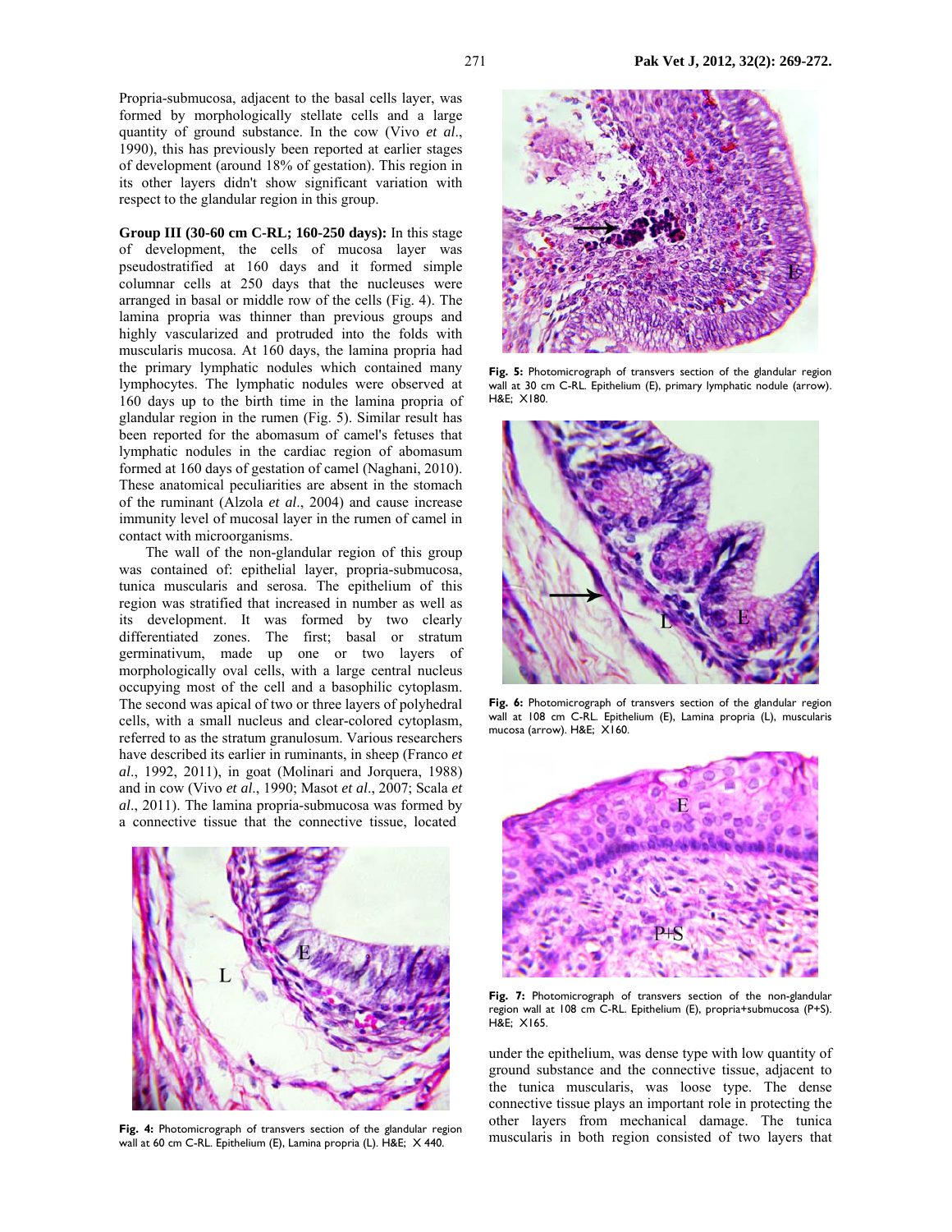Propria-submucosa, adjacent to the basal cells layer, was formed by morphologically stellate cells and a large quantity of ground substance. In the cow (Vivo *et al*., 1990), this has previously been reported at earlier stages of development (around 18% of gestation). This region in its other layers didn't show significant variation with respect to the glandular region in this group.

**Group III (30-60 cm C-RL; 160-250 days):** In this stage of development, the cells of mucosa layer was pseudostratified at 160 days and it formed simple columnar cells at 250 days that the nucleuses were arranged in basal or middle row of the cells (Fig. 4). The lamina propria was thinner than previous groups and highly vascularized and protruded into the folds with muscularis mucosa. At 160 days, the lamina propria had the primary lymphatic nodules which contained many lymphocytes. The lymphatic nodules were observed at 160 days up to the birth time in the lamina propria of glandular region in the rumen (Fig. 5). Similar result has been reported for the abomasum of camel's fetuses that lymphatic nodules in the cardiac region of abomasum formed at 160 days of gestation of camel (Naghani, 2010). These anatomical peculiarities are absent in the stomach of the ruminant (Alzola *et al*., 2004) and cause increase immunity level of mucosal layer in the rumen of camel in contact with microorganisms.

The wall of the non-glandular region of this group was contained of: epithelial layer, propria-submucosa, tunica muscularis and serosa. The epithelium of this region was stratified that increased in number as well as its development. It was formed by two clearly differentiated zones. The first; basal or stratum germinativum, made up one or two layers of morphologically oval cells, with a large central nucleus occupying most of the cell and a basophilic cytoplasm. The second was apical of two or three layers of polyhedral cells, with a small nucleus and clear-colored cytoplasm, referred to as the stratum granulosum. Various researchers have described its earlier in ruminants, in sheep (Franco *et al*., 1992, 2011), in goat (Molinari and Jorquera, 1988) and in cow (Vivo *et al*., 1990; Masot *et al*., 2007; Scala *et al*., 2011). The lamina propria-submucosa was formed by a connective tissue that the connective tissue, located under the epithelium, was dense type with low quantity of ground substance and the connective tissue, adjacent to the tunica muscularis, was loose type. The dense connective tissue plays an important role in protecting the other layers from mechanical damage. The tunica muscularis in both region consisted of two layers that

**Fig. 4:** Photomicrograph of transvers section of the glandular region wall at 60 cm C-RL. Epithelium (E), Lamina propria (L). H&E; X 440.

**Fig. 5:** Photomicrograph of transvers section of the glandular region wall at 30 cm C-RL. Epithelium (E), primary lymphatic nodule (arrow). H&E; X180.

**Fig. 6:** Photomicrograph of transvers section of the glandular region wall at 108 cm C-RL. Epithelium (E), Lamina propria (L), muscularis mucosa (arrow). H&E; X160.

**Fig. 7:** Photomicrograph of transvers section of the non-glandular region wall at 108 cm C-RL. Epithelium (E), propria+submucosa (P+S). H&E; X165.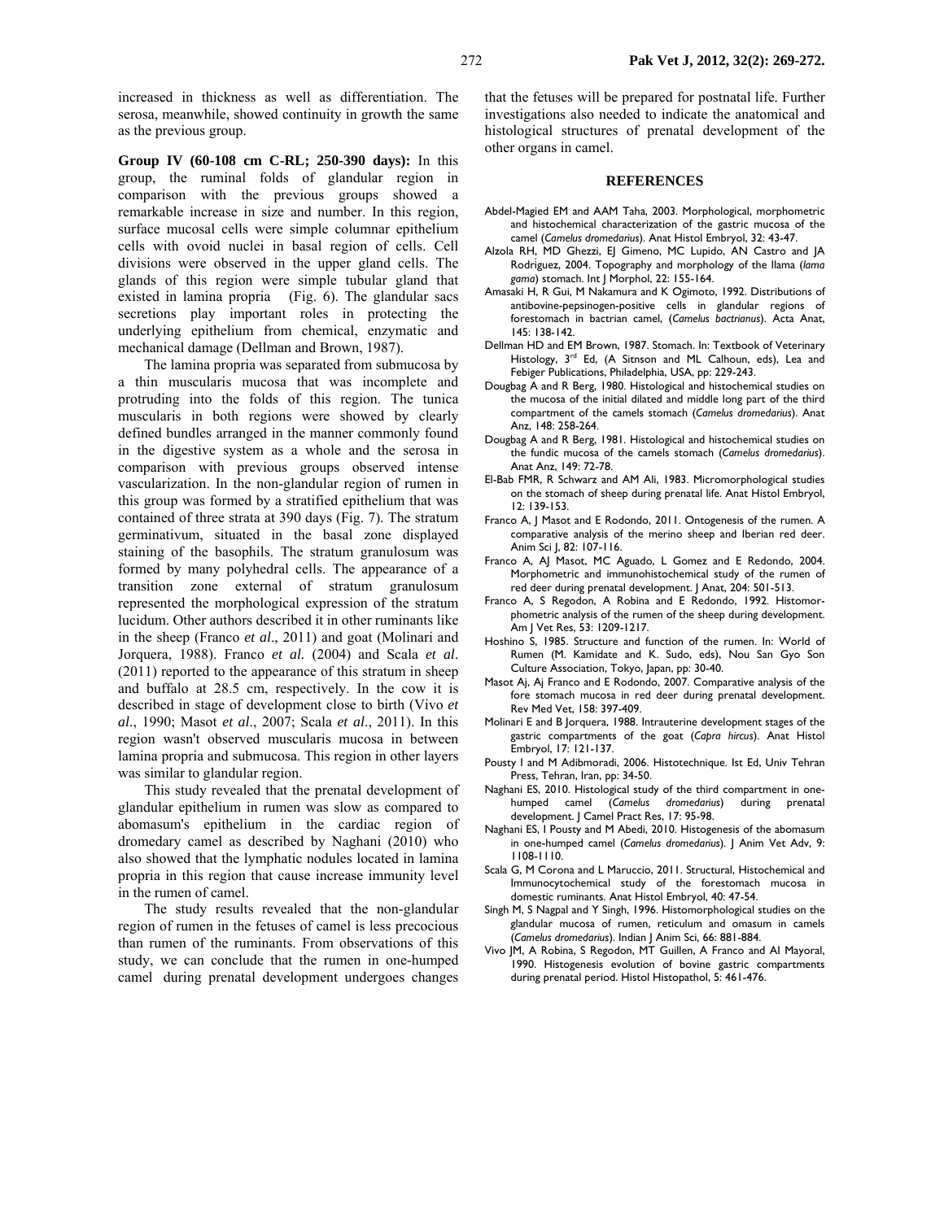increased in thickness as well as differentiation. The serosa, meanwhile, showed continuity in growth the same as the previous group.

**Group IV (60-108 cm C-RL; 250-390 days):** In this group, the ruminal folds of glandular region in comparison with the previous groups showed a remarkable increase in size and number. In this region, surface mucosal cells were simple columnar epithelium cells with ovoid nuclei in basal region of cells. Cell divisions were observed in the upper gland cells. The glands of this region were simple tubular gland that existed in lamina propria (Fig. 6). The glandular sacs secretions play important roles in protecting the underlying epithelium from chemical, enzymatic and mechanical damage (Dellman and Brown, 1987).

The lamina propria was separated from submucosa by a thin muscularis mucosa that was incomplete and protruding into the folds of this region. The tunica muscularis in both regions were showed by clearly defined bundles arranged in the manner commonly found in the digestive system as a whole and the serosa in comparison with previous groups observed intense vascularization. In the non-glandular region of rumen in this group was formed by a stratified epithelium that was contained of three strata at 390 days (Fig. 7). The stratum germinativum, situated in the basal zone displayed staining of the basophils. The stratum granulosum was formed by many polyhedral cells. The appearance of a transition zone external of stratum granulosum represented the morphological expression of the stratum lucidum. Other authors described it in other ruminants like in the sheep (Franco *et al*., 2011) and goat (Molinari and Jorquera, 1988). Franco *et al.* (2004) and Scala *et al*. (2011) reported to the appearance of this stratum in sheep and buffalo at 28.5 cm, respectively. In the cow it is described in stage of development close to birth (Vivo *et al*., 1990; Masot *et al*., 2007; Scala *et al*., 2011). In this region wasn't observed muscularis mucosa in between lamina propria and submucosa. This region in other layers was similar to glandular region.

This study revealed that the prenatal development of glandular epithelium in rumen was slow as compared to abomasum's epithelium in the cardiac region of dromedary camel as described by Naghani (2010) who also showed that the lymphatic nodules located in lamina propria in this region that cause increase immunity level in the rumen of camel.

The study results revealed that the non-glandular region of rumen in the fetuses of camel is less precocious than rumen of the ruminants. From observations of this study, we can conclude that the rumen in one-humped camel during prenatal development undergoes changes that the fetuses will be prepared for postnatal life. Further investigations also needed to indicate the anatomical and histological structures of prenatal development of the other organs in camel.

## REFERENCES

Abdel-Magied EM and AAM Taha, 2003. Morphological, morphometric and histochemical characterization of the gastric mucosa of the camel (*Camelus dromedarius*). Anat Histol Embryol, 32: 43-47.

Alzola RH, MD Ghezzi, EJ Gimeno, MC Lupido, AN Castro and JA Rodriguez, 2004. Topography and morphology of the llama (*lama gama*) stomach. Int J Morphol, 22: 155-164.

Amasaki H, R Gui, M Nakamura and K Ogimoto, 1992. Distributions of antibovine-pepsinogen-positive cells in glandular regions of forestomach in bactrian camel, (*Camelus bactrianus*). Acta Anat, 145: 138-142.

Dellman HD and EM Brown, 1987. Stomach. In: Textbook of Veterinary Histology, 3rd Ed, (A Sitnson and ML Calhoun, eds), Lea and Febiger Publications, Philadelphia, USA, pp: 229-243.

Dougbag A and R Berg, 1980. Histological and histochemical studies on the mucosa of the initial dilated and middle long part of the third compartment of the camels stomach (*Camelus dromedarius*). Anat Anz, 148: 258-264.

Dougbag A and R Berg, 1981. Histological and histochemical studies on the fundic mucosa of the camels stomach (*Camelus dromedarius*). Anat Anz, 149: 72-78.

El-Bab FMR, R Schwarz and AM Ali, 1983. Micromorphological studies on the stomach of sheep during prenatal life. Anat Histol Embryol, 12: 139-153.

Franco A, J Masot and E Rodondo, 2011. Ontogenesis of the rumen. A comparative analysis of the merino sheep and Iberian red deer. Anim Sci J, 82: 107-116.

Franco A, AJ Masot, MC Aguado, L Gomez and E Redondo, 2004. Morphometric and immunohistochemical study of the rumen of red deer during prenatal development. J Anat, 204: 501-513.

Franco A, S Regodon, A Robina and E Redondo, 1992. Histomorphometric analysis of the rumen of the sheep during development. Am J Vet Res, 53: 1209-1217.

Hoshino S, 1985. Structure and function of the rumen. In: World of Rumen (M. Kamidate and K. Sudo, eds), Nou San Gyo Son Culture Association, Tokyo, Japan, pp: 30-40.

Masot Aj, Aj Franco and E Rodondo, 2007. Comparative analysis of the fore stomach mucosa in red deer during prenatal development. Rev Med Vet, 158: 397-409.

Molinari E and B Jorquera, 1988. Intrauterine development stages of the gastric compartments of the goat (*Capra hircus*). Anat Histol Embryol, 17: 121-137.

Pousty I and M Adibmoradi, 2006. Histotechnique. Ist Ed, Univ Tehran Press, Tehran, Iran, pp: 34-50.

Naghani ES, 2010. Histological study of the third compartment in one-humped camel (*Camelus dromedarius*) during prenatal development. J Camel Pract Res, 17: 95-98.

Naghani ES, I Pousty and M Abedi, 2010. Histogenesis of the abomasum in one-humped camel (*Camelus dromedarius*). J Anim Vet Adv, 9: 1108-1110.

Scala G, M Corona and L Maruccio, 2011. Structural, Histochemical and Immunocytochemical study of the forestomach mucosa in domestic ruminants. Anat Histol Embryol, 40: 47-54.

Singh M, S Nagpal and Y Singh, 1996. Histomorphological studies on the glandular mucosa of rumen, reticulum and omasum in camels (*Camelus dromedarius*). Indian J Anim Sci, 66: 881-884.

Vivo JM, A Robina, S Regodon, MT Guillen, A Franco and AI Mayoral, 1990. Histogenesis evolution of bovine gastric compartments during prenatal period. Histol Histopathol, 5: 461-476.